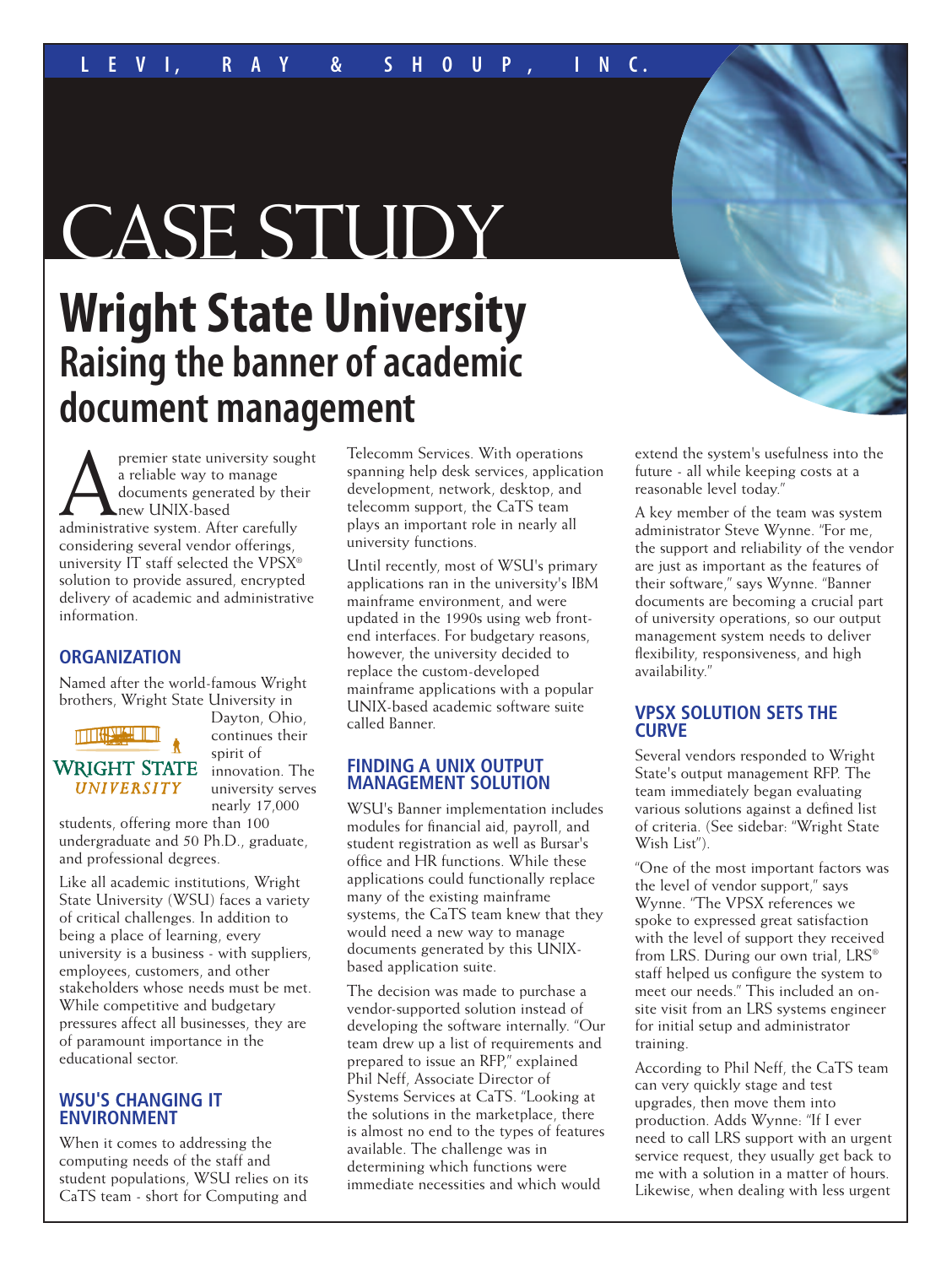LEVI, RAY & SHOUP, INC.

# CASE STUDY

# Wright State University

## Raising the banner of academic document management

A premier state university sought a reliable way to manage documents generated by their new UNIX-based administrative system. After carefully considering several vendor offerings, university IT staff selected the VPSX® solution to provide assured, encrypted delivery of academic and administrative information.

### ORGANIZATION

Named after the world-famous Wright brothers, Wright State University in Dayton, Ohio, continues their spirit of innovation. The university serves nearly 17,000 students, offering more than 100 undergraduate and 50 Ph.D., graduate, and professional degrees.

Like all academic institutions, Wright State University (WSU) faces a variety of critical challenges. In addition to being a place of learning, every university is a business - with suppliers, employees, customers, and other stakeholders whose needs must be met. While competitive and budgetary pressures affect all businesses, they are of paramount importance in the educational sector.

### WSU'S CHANGING IT ENVIRONMENT

When it comes to addressing the computing needs of the staff and student populations, WSU relies on its CaTS team - short for Computing and Telecomm Services. With operations spanning help desk services, application development, network, desktop, and telecomm support, the CaTS team plays an important role in nearly all university functions.

Until recently, most of WSU's primary applications ran in the university's IBM mainframe environment, and were updated in the 1990s using web front-end interfaces. For budgetary reasons, however, the university decided to replace the custom-developed mainframe applications with a popular UNIX-based academic software suite called Banner.

### FINDING A UNIX OUTPUT MANAGEMENT SOLUTION

WSU's Banner implementation includes modules for financial aid, payroll, and student registration as well as Bursar's office and HR functions. While these applications could functionally replace many of the existing mainframe systems, the CaTS team knew that they would need a new way to manage documents generated by this UNIX-based application suite.

The decision was made to purchase a vendor-supported solution instead of developing the software internally. "Our team drew up a list of requirements and prepared to issue an RFP," explained Phil Neff, Associate Director of Systems Services at CaTS. "Looking at the solutions in the marketplace, there is almost no end to the types of features available. The challenge was in determining which functions were immediate necessities and which would extend the system's usefulness into the future - all while keeping costs at a reasonable level today."

A key member of the team was system administrator Steve Wynne. "For me, the support and reliability of the vendor are just as important as the features of their software," says Wynne. "Banner documents are becoming a crucial part of university operations, so our output management system needs to deliver flexibility, responsiveness, and high availability."

### VPSX SOLUTION SETS THE CURVE

Several vendors responded to Wright State's output management RFP. The team immediately began evaluating various solutions against a defined list of criteria. (See sidebar: "Wright State Wish List").

"One of the most important factors was the level of vendor support," says Wynne. "The VPSX references we spoke to expressed great satisfaction with the level of support they received from LRS. During our own trial, LRS® staff helped us configure the system to meet our needs." This included an on-site visit from an LRS systems engineer for initial setup and administrator training.

According to Phil Neff, the CaTS team can very quickly stage and test upgrades, then move them into production. Adds Wynne: "If I ever need to call LRS support with an urgent service request, they usually get back to me with a solution in a matter of hours. Likewise, when dealing with less urgent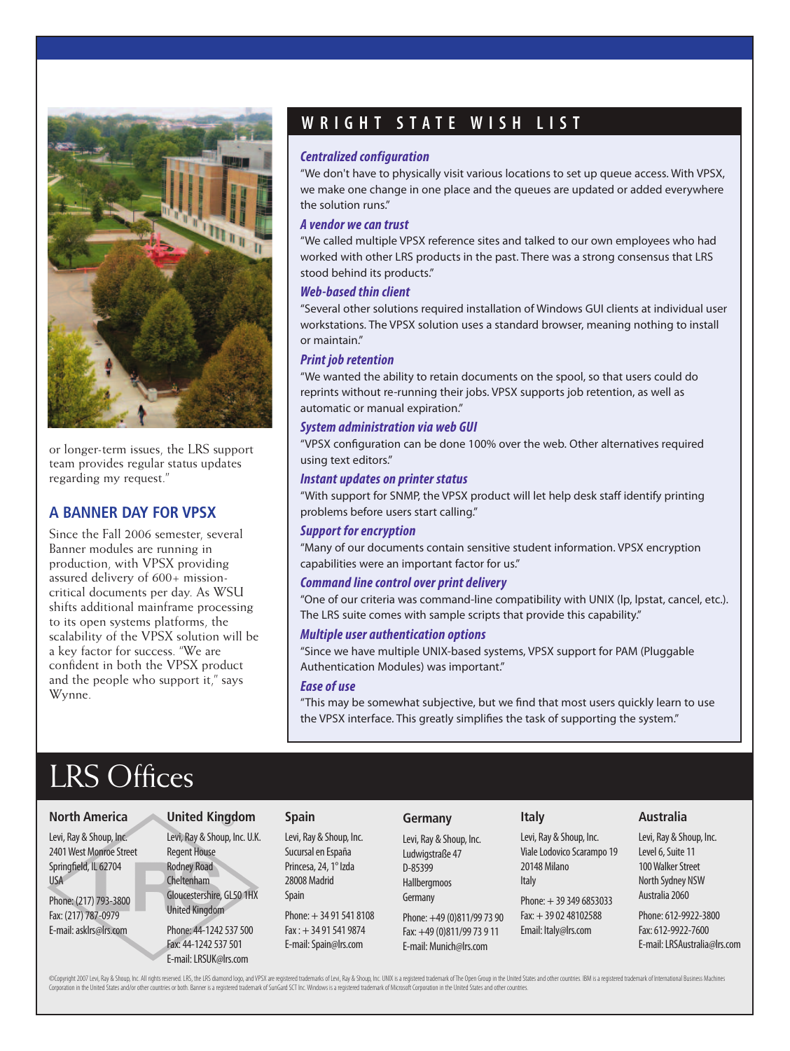or longer-term issues, the LRS support team provides regular status updates regarding my request."

## A BANNER DAY FOR VPSX

Since the Fall 2006 semester, several Banner modules are running in production, with VPSX providing assured delivery of 600+ mission-critical documents per day. As WSU shifts additional mainframe processing to its open systems platforms, the scalability of the VPSX solution will be a key factor for success. "We are confident in both the VPSX product and the people who support it," says Wynne.

## WRIGHT STATE WISH LIST

***Centralized configuration***

"We don't have to physically visit various locations to set up queue access. With VPSX, we make one change in one place and the queues are updated or added everywhere the solution runs."

***A vendor we can trust***

"We called multiple VPSX reference sites and talked to our own employees who had worked with other LRS products in the past. There was a strong consensus that LRS stood behind its products."

***Web-based thin client***

"Several other solutions required installation of Windows GUI clients at individual user workstations. The VPSX solution uses a standard browser, meaning nothing to install or maintain."

***Print job retention***

"We wanted the ability to retain documents on the spool, so that users could do reprints without re-running their jobs. VPSX supports job retention, as well as automatic or manual expiration."

***System administration via web GUI***

"VPSX configuration can be done 100% over the web. Other alternatives required using text editors."

***Instant updates on printer status***

"With support for SNMP, the VPSX product will let help desk staff identify printing problems before users start calling."

***Support for encryption***

"Many of our documents contain sensitive student information. VPSX encryption capabilities were an important factor for us."

***Command line control over print delivery***

"One of our criteria was command-line compatibility with UNIX (lp, lpstat, cancel, etc.). The LRS suite comes with sample scripts that provide this capability."

***Multiple user authentication options***

"Since we have multiple UNIX-based systems, VPSX support for PAM (Pluggable Authentication Modules) was important."

***Ease of use***

"This may be somewhat subjective, but we find that most users quickly learn to use the VPSX interface. This greatly simplifies the task of supporting the system."

# LRS Offices

**North America**
Levi, Ray & Shoup, Inc.
2401 West Monroe Street
Springfield, IL 62704
USA
Phone: (217) 793-3800
Fax: (217) 787-0979
E-mail: asklrs@lrs.com

**United Kingdom**
Levi, Ray & Shoup, Inc. U.K.
Regent House
Rodney Road
Cheltenham
Gloucestershire, GL50 1HX
United Kingdom
Phone: 44-1242 537 500
Fax: 44-1242 537 501
E-mail: LRSUK@lrs.com

**Spain**
Levi, Ray & Shoup, Inc.
Sucursal en España
Princesa, 24, 1º Izda
28008 Madrid
Spain
Phone: + 34 91 541 8108
Fax : + 34 91 541 9874
E-mail: Spain@lrs.com

**Germany**
Levi, Ray & Shoup, Inc.
Ludwigstraße 47
D-85399
Hallbergmoos
Germany
Phone: +49 (0)811/99 73 90
Fax: +49 (0)811/99 73 9 11
E-mail: Munich@lrs.com

**Italy**
Levi, Ray & Shoup, Inc.
Viale Lodovico Scarampo 19
20148 Milano
Italy
Phone: + 39 349 6853033
Fax: + 39 02 48102588
Email: Italy@lrs.com

**Australia**
Levi, Ray & Shoup, Inc.
Level 6, Suite 11
100 Walker Street
North Sydney NSW
Australia 2060
Phone: 612-9922-3800
Fax: 612-9922-7600
E-mail: LRSAustralia@lrs.com

©Copyright 2007 Levi, Ray & Shoup, Inc. All rights reserved. LRS, the LRS diamond logo, and VPSX are registered trademarks of Levi, Ray & Shoup, Inc. UNIX is a registered trademark of The Open Group in the United States and other countries. IBM is a registered trademark of International Business Machines Corporation in the United States and/or other countries or both. Banner is a registered trademark of SunGard SCT Inc. Windows is a registered trademark of Microsoft Corporation in the United States and other countries.